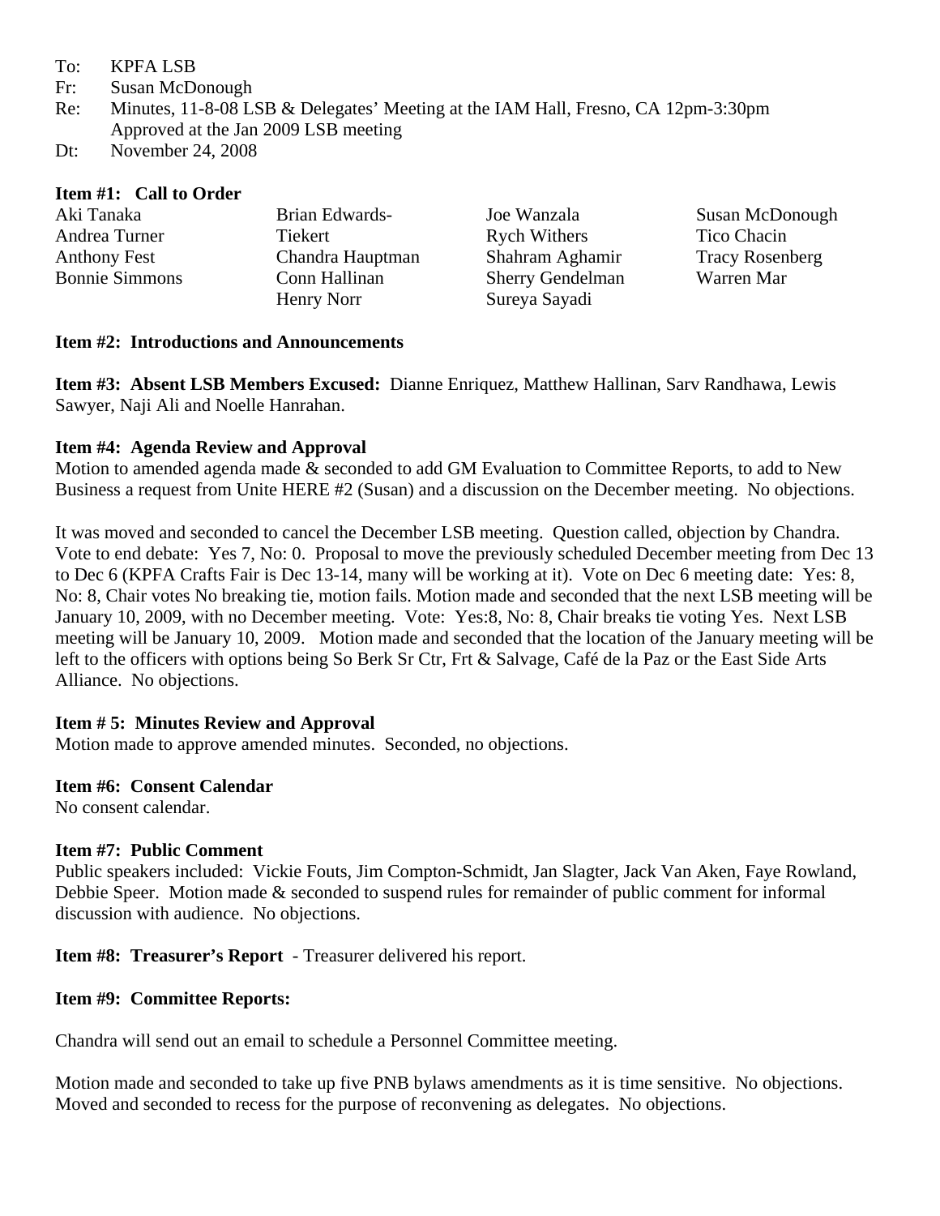To: KPFA LSB
Fr: Susan McDonough
Re: Minutes, 11-8-08 LSB & Delegates' Meeting at the IAM Hall, Fresno, CA 12pm-3:30pm
Approved at the Jan 2009 LSB meeting
Dt: November 24, 2008

**Item #1: Call to Order**

Aki Tanaka
Andrea Turner
Anthony Fest
Bonnie Simmons
Brian Edwards-Tiekert
Chandra Hauptman
Conn Hallinan
Henry Norr
Joe Wanzala
Rych Withers
Shahram Aghamir
Sherry Gendelman
Sureya Sayadi
Susan McDonough
Tico Chacin
Tracy Rosenberg
Warren Mar

**Item #2: Introductions and Announcements**

**Item #3: Absent LSB Members Excused:** Dianne Enriquez, Matthew Hallinan, Sarv Randhawa, Lewis Sawyer, Naji Ali and Noelle Hanrahan.

**Item #4: Agenda Review and Approval**
Motion to amended agenda made & seconded to add GM Evaluation to Committee Reports, to add to New Business a request from Unite HERE #2 (Susan) and a discussion on the December meeting. No objections.

It was moved and seconded to cancel the December LSB meeting. Question called, objection by Chandra. Vote to end debate: Yes 7, No: 0. Proposal to move the previously scheduled December meeting from Dec 13 to Dec 6 (KPFA Crafts Fair is Dec 13-14, many will be working at it). Vote on Dec 6 meeting date: Yes: 8, No: 8, Chair votes No breaking tie, motion fails. Motion made and seconded that the next LSB meeting will be January 10, 2009, with no December meeting. Vote: Yes:8, No: 8, Chair breaks tie voting Yes. Next LSB meeting will be January 10, 2009. Motion made and seconded that the location of the January meeting will be left to the officers with options being So Berk Sr Ctr, Frt & Salvage, Café de la Paz or the East Side Arts Alliance. No objections.

**Item # 5: Minutes Review and Approval**
Motion made to approve amended minutes. Seconded, no objections.

**Item #6: Consent Calendar**
No consent calendar.

**Item #7: Public Comment**
Public speakers included: Vickie Fouts, Jim Compton-Schmidt, Jan Slagter, Jack Van Aken, Faye Rowland, Debbie Speer. Motion made & seconded to suspend rules for remainder of public comment for informal discussion with audience. No objections.

**Item #8: Treasurer's Report** - Treasurer delivered his report.

**Item #9: Committee Reports:**

Chandra will send out an email to schedule a Personnel Committee meeting.

Motion made and seconded to take up five PNB bylaws amendments as it is time sensitive. No objections. Moved and seconded to recess for the purpose of reconvening as delegates. No objections.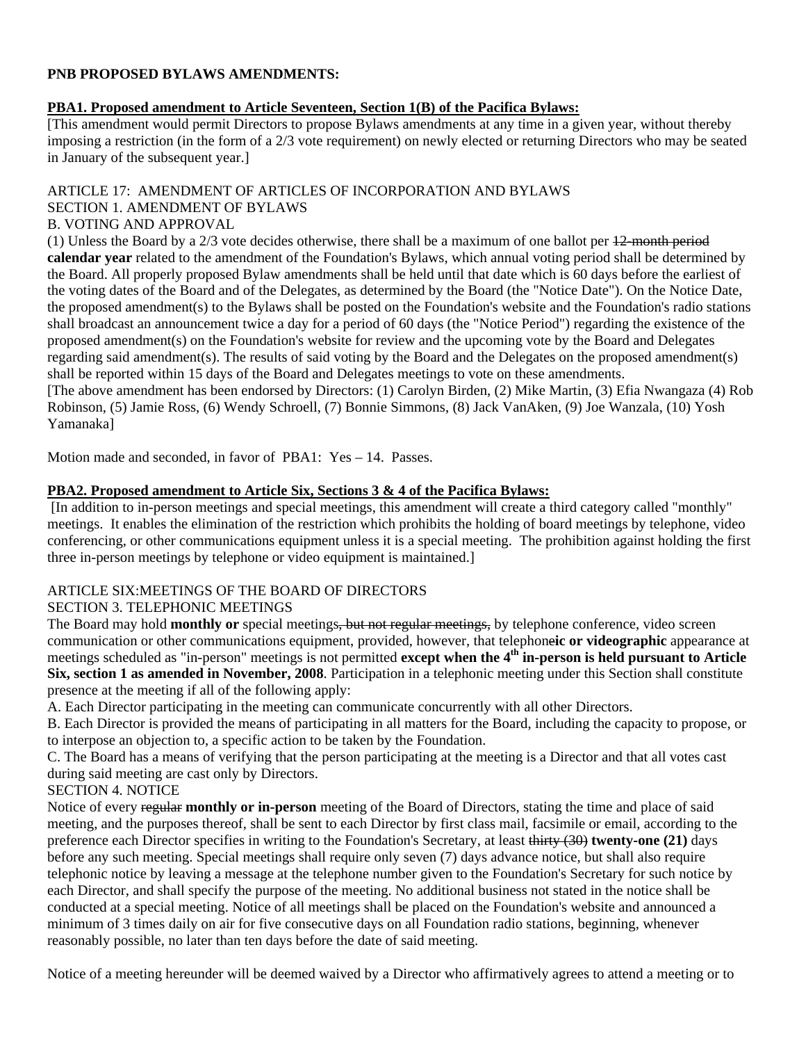**PNB PROPOSED BYLAWS AMENDMENTS:**

**PBA1. Proposed amendment to Article Seventeen, Section 1(B) of the Pacifica Bylaws:**

[This amendment would permit Directors to propose Bylaws amendments at any time in a given year, without thereby imposing a restriction (in the form of a 2/3 vote requirement) on newly elected or returning Directors who may be seated in January of the subsequent year.]

ARTICLE 17: AMENDMENT OF ARTICLES OF INCORPORATION AND BYLAWS
SECTION 1. AMENDMENT OF BYLAWS
B. VOTING AND APPROVAL

(1) Unless the Board by a 2/3 vote decides otherwise, there shall be a maximum of one ballot per ~~12-month period~~ **calendar year** related to the amendment of the Foundation's Bylaws, which annual voting period shall be determined by the Board. All properly proposed Bylaw amendments shall be held until that date which is 60 days before the earliest of the voting dates of the Board and of the Delegates, as determined by the Board (the "Notice Date"). On the Notice Date, the proposed amendment(s) to the Bylaws shall be posted on the Foundation's website and the Foundation's radio stations shall broadcast an announcement twice a day for a period of 60 days (the "Notice Period") regarding the existence of the proposed amendment(s) on the Foundation's website for review and the upcoming vote by the Board and Delegates regarding said amendment(s). The results of said voting by the Board and the Delegates on the proposed amendment(s) shall be reported within 15 days of the Board and Delegates meetings to vote on these amendments.

[The above amendment has been endorsed by Directors: (1) Carolyn Birden, (2) Mike Martin, (3) Efia Nwangaza (4) Rob Robinson, (5) Jamie Ross, (6) Wendy Schroell, (7) Bonnie Simmons, (8) Jack VanAken, (9) Joe Wanzala, (10) Yosh Yamanaka]

Motion made and seconded, in favor of PBA1: Yes – 14. Passes.

**PBA2. Proposed amendment to Article Six, Sections 3 & 4 of the Pacifica Bylaws:**

[In addition to in-person meetings and special meetings, this amendment will create a third category called "monthly" meetings. It enables the elimination of the restriction which prohibits the holding of board meetings by telephone, video conferencing, or other communications equipment unless it is a special meeting. The prohibition against holding the first three in-person meetings by telephone or video equipment is maintained.]

ARTICLE SIX:MEETINGS OF THE BOARD OF DIRECTORS
SECTION 3. TELEPHONIC MEETINGS

The Board may hold **monthly or** special meetings~~, but not regular meetings,~~ by telephone conference, video screen communication or other communications equipment, provided, however, that telephone**ic or videographic** appearance at meetings scheduled as "in-person" meetings is not permitted **except when the 4th in-person is held pursuant to Article Six, section 1 as amended in November, 2008**. Participation in a telephonic meeting under this Section shall constitute presence at the meeting if all of the following apply:

A. Each Director participating in the meeting can communicate concurrently with all other Directors.

B. Each Director is provided the means of participating in all matters for the Board, including the capacity to propose, or to interpose an objection to, a specific action to be taken by the Foundation.

C. The Board has a means of verifying that the person participating at the meeting is a Director and that all votes cast during said meeting are cast only by Directors.

SECTION 4. NOTICE

Notice of every ~~regular~~ **monthly or in-person** meeting of the Board of Directors, stating the time and place of said meeting, and the purposes thereof, shall be sent to each Director by first class mail, facsimile or email, according to the preference each Director specifies in writing to the Foundation's Secretary, at least ~~thirty (30)~~ **twenty-one (21)** days before any such meeting. Special meetings shall require only seven (7) days advance notice, but shall also require telephonic notice by leaving a message at the telephone number given to the Foundation's Secretary for such notice by each Director, and shall specify the purpose of the meeting. No additional business not stated in the notice shall be conducted at a special meeting. Notice of all meetings shall be placed on the Foundation's website and announced a minimum of 3 times daily on air for five consecutive days on all Foundation radio stations, beginning, whenever reasonably possible, no later than ten days before the date of said meeting.

Notice of a meeting hereunder will be deemed waived by a Director who affirmatively agrees to attend a meeting or to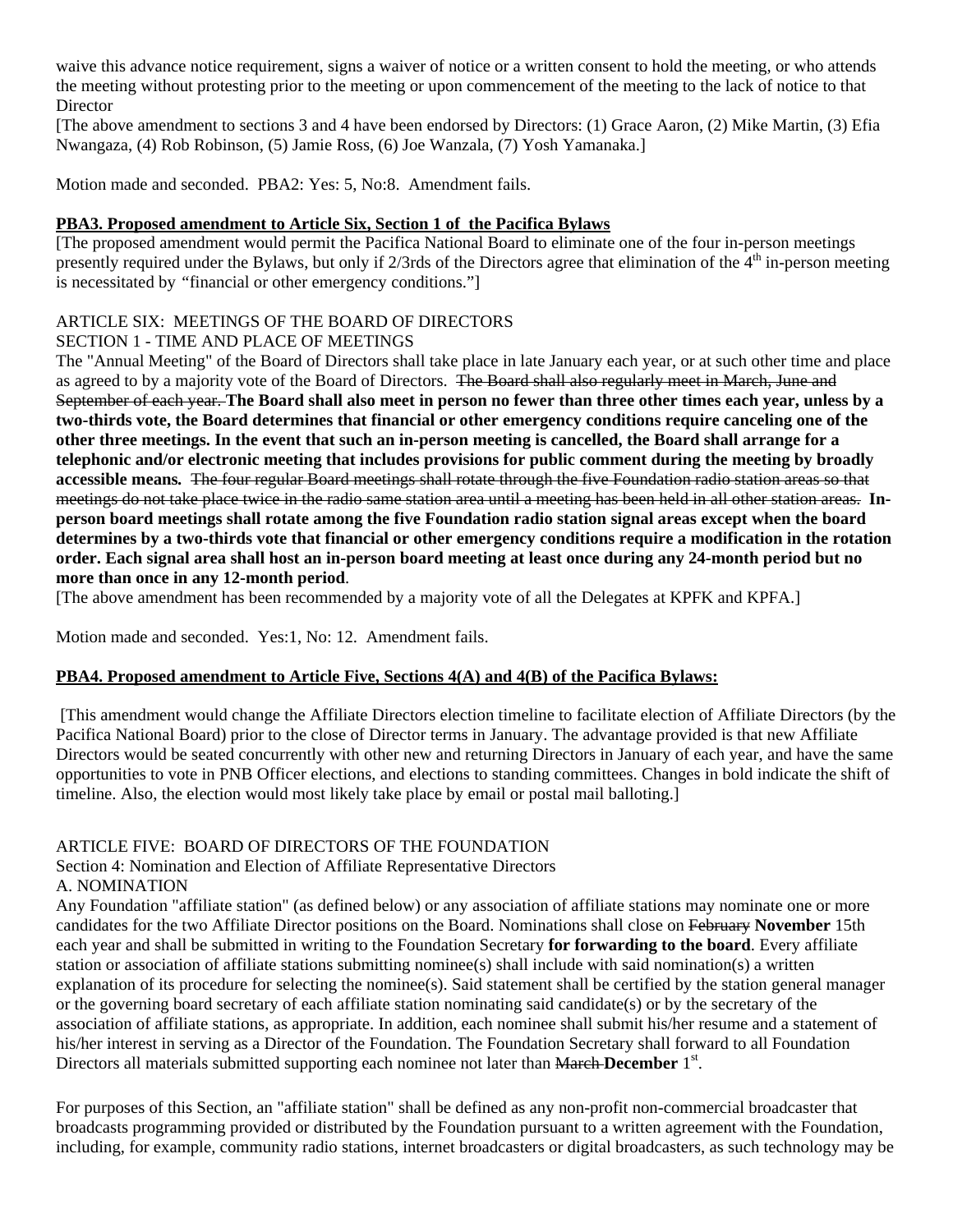waive this advance notice requirement, signs a waiver of notice or a written consent to hold the meeting, or who attends the meeting without protesting prior to the meeting or upon commencement of the meeting to the lack of notice to that Director

[The above amendment to sections 3 and 4 have been endorsed by Directors: (1) Grace Aaron, (2) Mike Martin, (3) Efia Nwangaza, (4) Rob Robinson, (5) Jamie Ross, (6) Joe Wanzala, (7) Yosh Yamanaka.]

Motion made and seconded. PBA2: Yes: 5, No:8. Amendment fails.

**PBA3. Proposed amendment to Article Six, Section 1 of the Pacifica Bylaws**

[The proposed amendment would permit the Pacifica National Board to eliminate one of the four in-person meetings presently required under the Bylaws, but only if 2/3rds of the Directors agree that elimination of the 4th in-person meeting is necessitated by "financial or other emergency conditions."]

ARTICLE SIX: MEETINGS OF THE BOARD OF DIRECTORS

SECTION 1 - TIME AND PLACE OF MEETINGS

The "Annual Meeting" of the Board of Directors shall take place in late January each year, or at such other time and place as agreed to by a majority vote of the Board of Directors. ~~The Board shall also regularly meet in March, June and September of each year.~~ **The Board shall also meet in person no fewer than three other times each year, unless by a two-thirds vote, the Board determines that financial or other emergency conditions require canceling one of the other three meetings. In the event that such an in-person meeting is cancelled, the Board shall arrange for a telephonic and/or electronic meeting that includes provisions for public comment during the meeting by broadly accessible means.** ~~The four regular Board meetings shall rotate through the five Foundation radio station areas so that meetings do not take place twice in the radio same station area until a meeting has been held in all other station areas.~~ **In-person board meetings shall rotate among the five Foundation radio station signal areas except when the board determines by a two-thirds vote that financial or other emergency conditions require a modification in the rotation order. Each signal area shall host an in-person board meeting at least once during any 24-month period but no more than once in any 12-month period**.

[The above amendment has been recommended by a majority vote of all the Delegates at KPFK and KPFA.]

Motion made and seconded. Yes:1, No: 12. Amendment fails.

**PBA4. Proposed amendment to Article Five, Sections 4(A) and 4(B) of the Pacifica Bylaws:**

[This amendment would change the Affiliate Directors election timeline to facilitate election of Affiliate Directors (by the Pacifica National Board) prior to the close of Director terms in January. The advantage provided is that new Affiliate Directors would be seated concurrently with other new and returning Directors in January of each year, and have the same opportunities to vote in PNB Officer elections, and elections to standing committees. Changes in bold indicate the shift of timeline. Also, the election would most likely take place by email or postal mail balloting.]

ARTICLE FIVE: BOARD OF DIRECTORS OF THE FOUNDATION

Section 4: Nomination and Election of Affiliate Representative Directors

A. NOMINATION

Any Foundation "affiliate station" (as defined below) or any association of affiliate stations may nominate one or more candidates for the two Affiliate Director positions on the Board. Nominations shall close on ~~February~~ **November** 15th each year and shall be submitted in writing to the Foundation Secretary **for forwarding to the board**. Every affiliate station or association of affiliate stations submitting nominee(s) shall include with said nomination(s) a written explanation of its procedure for selecting the nominee(s). Said statement shall be certified by the station general manager or the governing board secretary of each affiliate station nominating said candidate(s) or by the secretary of the association of affiliate stations, as appropriate. In addition, each nominee shall submit his/her resume and a statement of his/her interest in serving as a Director of the Foundation. The Foundation Secretary shall forward to all Foundation Directors all materials submitted supporting each nominee not later than ~~March~~ **December** 1st.

For purposes of this Section, an "affiliate station" shall be defined as any non-profit non-commercial broadcaster that broadcasts programming provided or distributed by the Foundation pursuant to a written agreement with the Foundation, including, for example, community radio stations, internet broadcasters or digital broadcasters, as such technology may be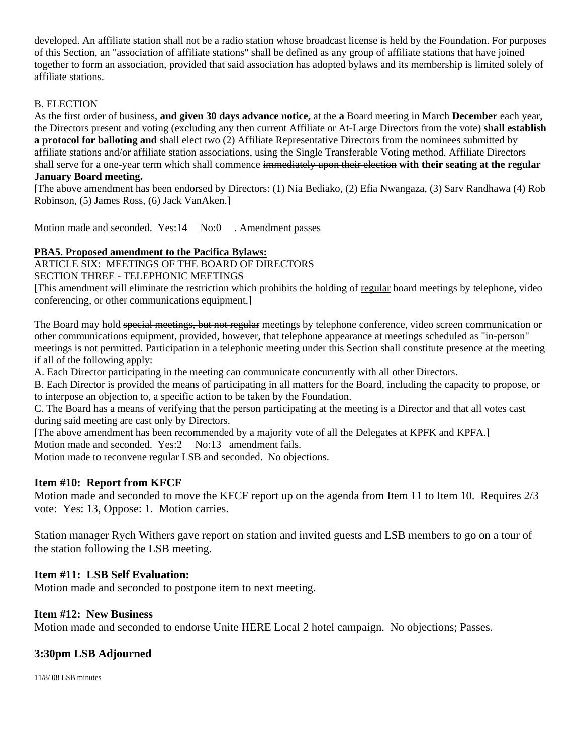developed. An affiliate station shall not be a radio station whose broadcast license is held by the Foundation. For purposes of this Section, an "association of affiliate stations" shall be defined as any group of affiliate stations that have joined together to form an association, provided that said association has adopted bylaws and its membership is limited solely of affiliate stations.

B. ELECTION

As the first order of business, **and given 30 days advance notice,** at ~~the~~ **a** Board meeting in ~~March~~ **December** each year, the Directors present and voting (excluding any then current Affiliate or At-Large Directors from the vote) **shall establish a protocol for balloting and** shall elect two (2) Affiliate Representative Directors from the nominees submitted by affiliate stations and/or affiliate station associations, using the Single Transferable Voting method. Affiliate Directors shall serve for a one-year term which shall commence ~~immediately upon their election~~ **with their seating at the regular January Board meeting.**

[The above amendment has been endorsed by Directors: (1) Nia Bediako, (2) Efia Nwangaza, (3) Sarv Randhawa (4) Rob Robinson, (5) James Ross, (6) Jack VanAken.]

Motion made and seconded. Yes:14 No:0 . Amendment passes

**PBA5. Proposed amendment to the Pacifica Bylaws:**

ARTICLE SIX: MEETINGS OF THE BOARD OF DIRECTORS

SECTION THREE - TELEPHONIC MEETINGS

[This amendment will eliminate the restriction which prohibits the holding of regular board meetings by telephone, video conferencing, or other communications equipment.]

The Board may hold ~~special meetings, but not regular~~ meetings by telephone conference, video screen communication or other communications equipment, provided, however, that telephone appearance at meetings scheduled as "in-person" meetings is not permitted. Participation in a telephonic meeting under this Section shall constitute presence at the meeting if all of the following apply:

A. Each Director participating in the meeting can communicate concurrently with all other Directors.

B. Each Director is provided the means of participating in all matters for the Board, including the capacity to propose, or to interpose an objection to, a specific action to be taken by the Foundation.

C. The Board has a means of verifying that the person participating at the meeting is a Director and that all votes cast during said meeting are cast only by Directors.

[The above amendment has been recommended by a majority vote of all the Delegates at KPFK and KPFA.]

Motion made and seconded. Yes:2 No:13 amendment fails.

Motion made to reconvene regular LSB and seconded. No objections.

### Item #10: Report from KFCF

Motion made and seconded to move the KFCF report up on the agenda from Item 11 to Item 10. Requires 2/3 vote: Yes: 13, Oppose: 1. Motion carries.

Station manager Rych Withers gave report on station and invited guests and LSB members to go on a tour of the station following the LSB meeting.

### Item #11: LSB Self Evaluation:

Motion made and seconded to postpone item to next meeting.

### Item #12: New Business

Motion made and seconded to endorse Unite HERE Local 2 hotel campaign. No objections; Passes.

### 3:30pm LSB Adjourned